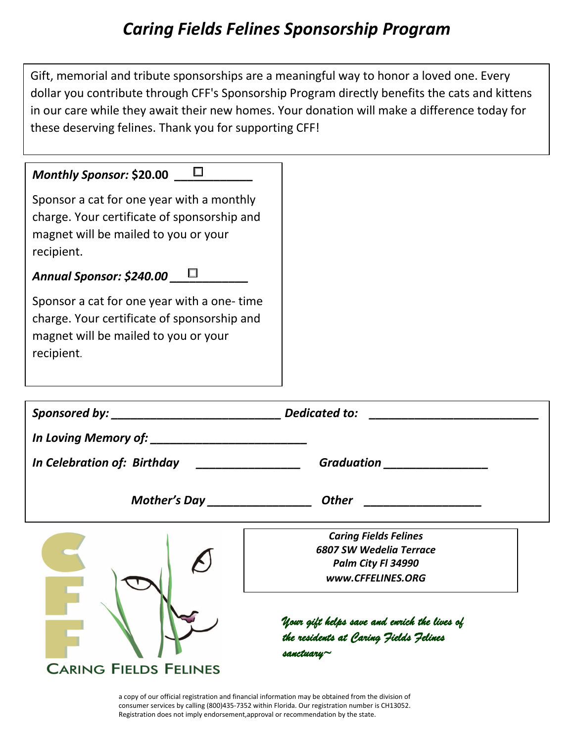# *Caring Fields Felines Sponsorship Program*

Gift, memorial and tribute sponsorships are a meaningful way to honor a loved one. Every dollar you contribute through CFF's Sponsorship Program directly benefits the cats and kittens in our care while they await their new homes. Your donation will make a difference today for these deserving felines. Thank you for supporting CFF!

***Monthly Sponsor:* $20.00** ☐ ____________

Sponsor a cat for one year with a monthly charge. Your certificate of sponsorship and magnet will be mailed to you or your recipient.

***Annual Sponsor: $240.00*** ☐ ____________

Sponsor a cat for one year with a one- time charge. Your certificate of sponsorship and magnet will be mailed to you or your recipient.

***Sponsored by:*** ___________________________ ***Dedicated to:*** ___________________________

***In Loving Memory of:*** ________________________

***In Celebration of: Birthday*** ________________ ***Graduation*** ________________

***Mother's Day*** ________________ ***Other*** __________________

CARING FIELDS FELINES

***Caring Fields Felines***
***6807 SW Wedelia Terrace***
***Palm City Fl 34990***
***www.CFFELINES.ORG***

*Your gift helps save and enrich the lives of the residents at Caring Fields Felines sanctuary~*

a copy of our official registration and financial information may be obtained from the division of consumer services by calling (800)435-7352 within Florida. Our registration number is CH13052. Registration does not imply endorsement,approval or recommendation by the state.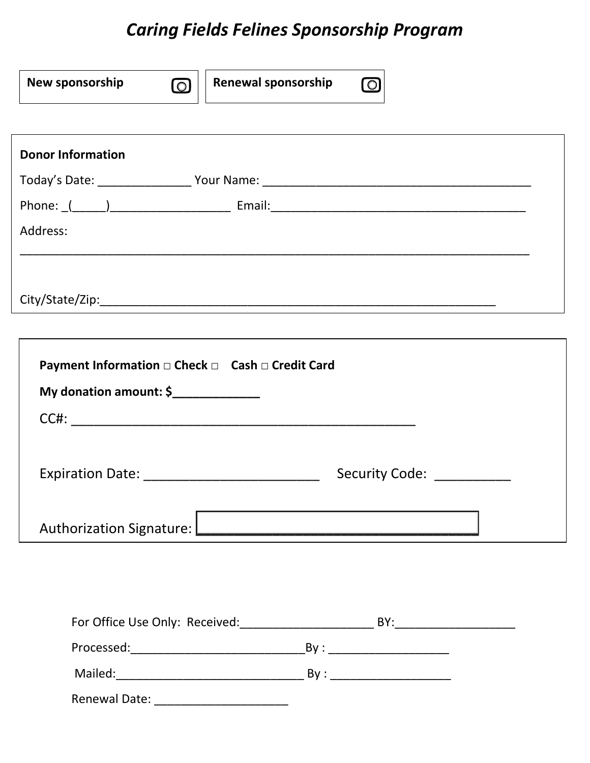# *Caring Fields Felines Sponsorship Program*

**New sponsorship** ☐ **Renewal sponsorship** ☐

**Donor Information**

Today's Date: ______________ Your Name: _________________________________________

Phone: _(_____)__________________ Email:_______________________________________

Address:

____________________________________________________________________________

City/State/Zip:_____________________________________________________________

**Payment Information □ Check □ Cash □ Credit Card**

**My donation amount: $_____________**

CC#: ________________________________________________

Expiration Date: ________________________ Security Code: __________

Authorization Signature: ________________________________________

For Office Use Only: Received:____________________ BY:__________________

Processed:___________________________By : __________________

Mailed:_____________________________ By : __________________

Renewal Date: ____________________